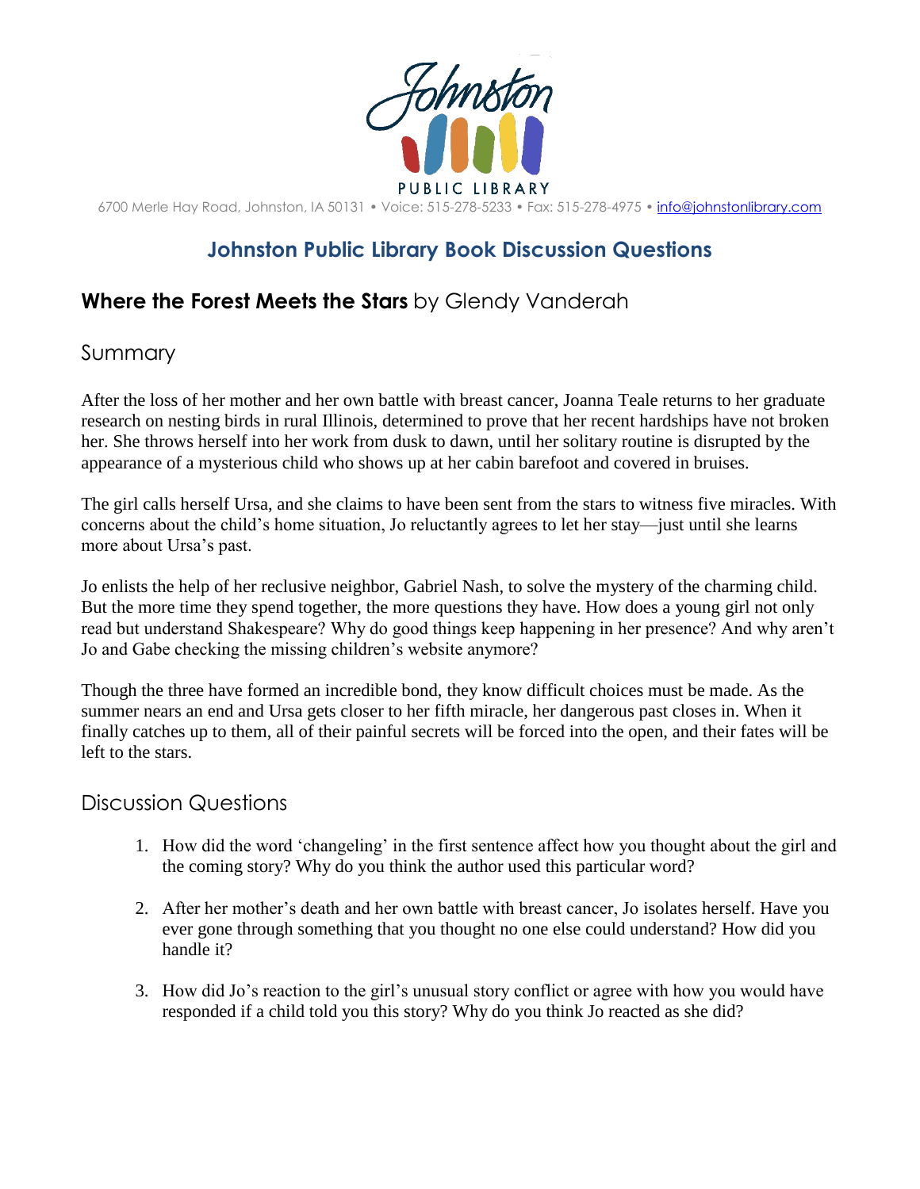Johnston PUBLIC LIBRARY

6700 Merle Hay Road, Johnston, IA 50131 • Voice: 515-278-5233 • Fax: 515-278-4975 • info@johnstonlibrary.com

## Johnston Public Library Book Discussion Questions

### **Where the Forest Meets the Stars** by Glendy Vanderah

### Summary

After the loss of her mother and her own battle with breast cancer, Joanna Teale returns to her graduate research on nesting birds in rural Illinois, determined to prove that her recent hardships have not broken her. She throws herself into her work from dusk to dawn, until her solitary routine is disrupted by the appearance of a mysterious child who shows up at her cabin barefoot and covered in bruises.

The girl calls herself Ursa, and she claims to have been sent from the stars to witness five miracles. With concerns about the child's home situation, Jo reluctantly agrees to let her stay—just until she learns more about Ursa's past.

Jo enlists the help of her reclusive neighbor, Gabriel Nash, to solve the mystery of the charming child. But the more time they spend together, the more questions they have. How does a young girl not only read but understand Shakespeare? Why do good things keep happening in her presence? And why aren't Jo and Gabe checking the missing children's website anymore?

Though the three have formed an incredible bond, they know difficult choices must be made. As the summer nears an end and Ursa gets closer to her fifth miracle, her dangerous past closes in. When it finally catches up to them, all of their painful secrets will be forced into the open, and their fates will be left to the stars.

### Discussion Questions

1. How did the word 'changeling' in the first sentence affect how you thought about the girl and the coming story? Why do you think the author used this particular word?

2. After her mother's death and her own battle with breast cancer, Jo isolates herself. Have you ever gone through something that you thought no one else could understand? How did you handle it?

3. How did Jo's reaction to the girl's unusual story conflict or agree with how you would have responded if a child told you this story? Why do you think Jo reacted as she did?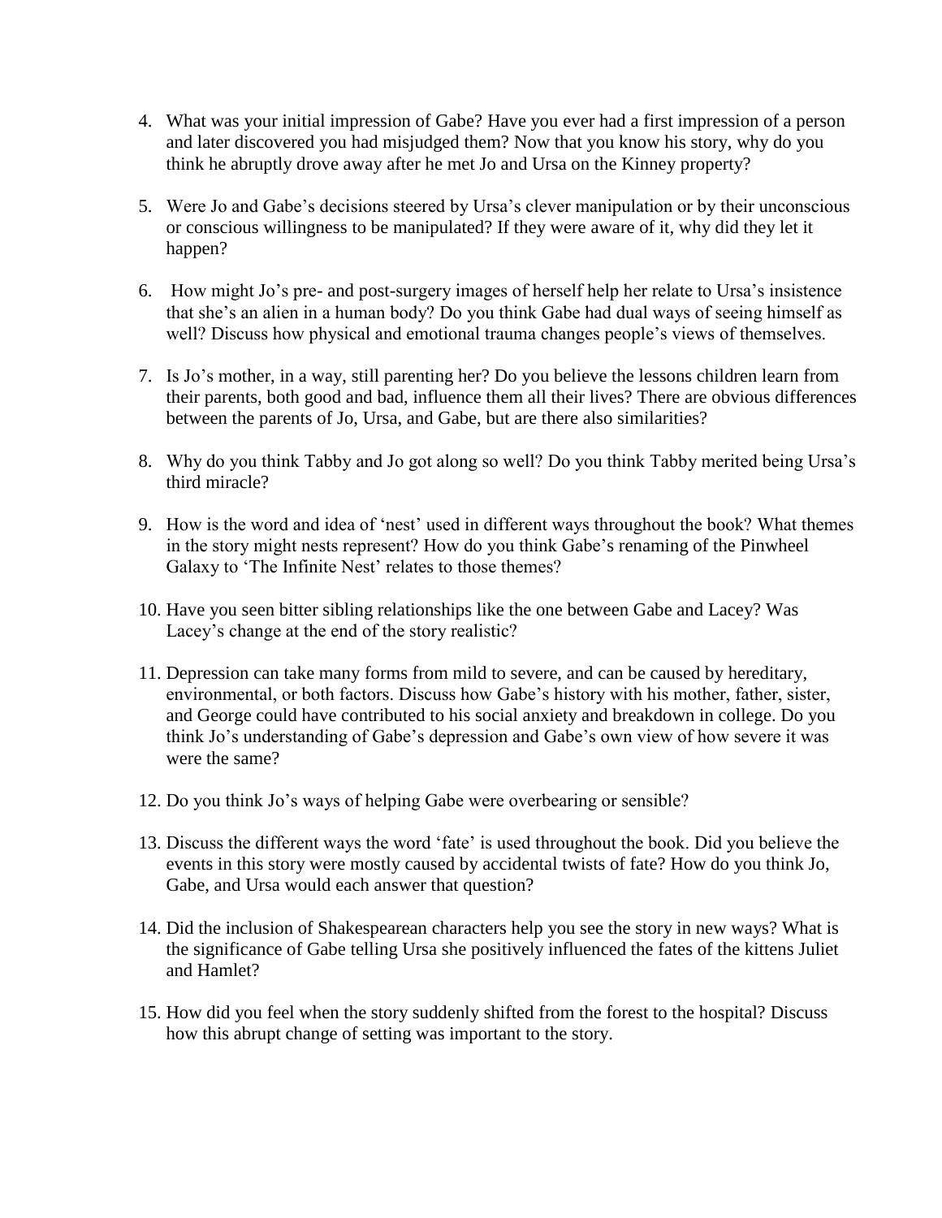4. What was your initial impression of Gabe? Have you ever had a first impression of a person and later discovered you had misjudged them? Now that you know his story, why do you think he abruptly drove away after he met Jo and Ursa on the Kinney property?

5. Were Jo and Gabe's decisions steered by Ursa's clever manipulation or by their unconscious or conscious willingness to be manipulated? If they were aware of it, why did they let it happen?

6. How might Jo's pre- and post-surgery images of herself help her relate to Ursa's insistence that she's an alien in a human body? Do you think Gabe had dual ways of seeing himself as well? Discuss how physical and emotional trauma changes people's views of themselves.

7. Is Jo's mother, in a way, still parenting her? Do you believe the lessons children learn from their parents, both good and bad, influence them all their lives? There are obvious differences between the parents of Jo, Ursa, and Gabe, but are there also similarities?

8. Why do you think Tabby and Jo got along so well? Do you think Tabby merited being Ursa's third miracle?

9. How is the word and idea of 'nest' used in different ways throughout the book? What themes in the story might nests represent? How do you think Gabe's renaming of the Pinwheel Galaxy to 'The Infinite Nest' relates to those themes?

10. Have you seen bitter sibling relationships like the one between Gabe and Lacey? Was Lacey's change at the end of the story realistic?

11. Depression can take many forms from mild to severe, and can be caused by hereditary, environmental, or both factors. Discuss how Gabe's history with his mother, father, sister, and George could have contributed to his social anxiety and breakdown in college. Do you think Jo's understanding of Gabe's depression and Gabe's own view of how severe it was were the same?

12. Do you think Jo's ways of helping Gabe were overbearing or sensible?

13. Discuss the different ways the word 'fate' is used throughout the book. Did you believe the events in this story were mostly caused by accidental twists of fate? How do you think Jo, Gabe, and Ursa would each answer that question?

14. Did the inclusion of Shakespearean characters help you see the story in new ways? What is the significance of Gabe telling Ursa she positively influenced the fates of the kittens Juliet and Hamlet?

15. How did you feel when the story suddenly shifted from the forest to the hospital? Discuss how this abrupt change of setting was important to the story.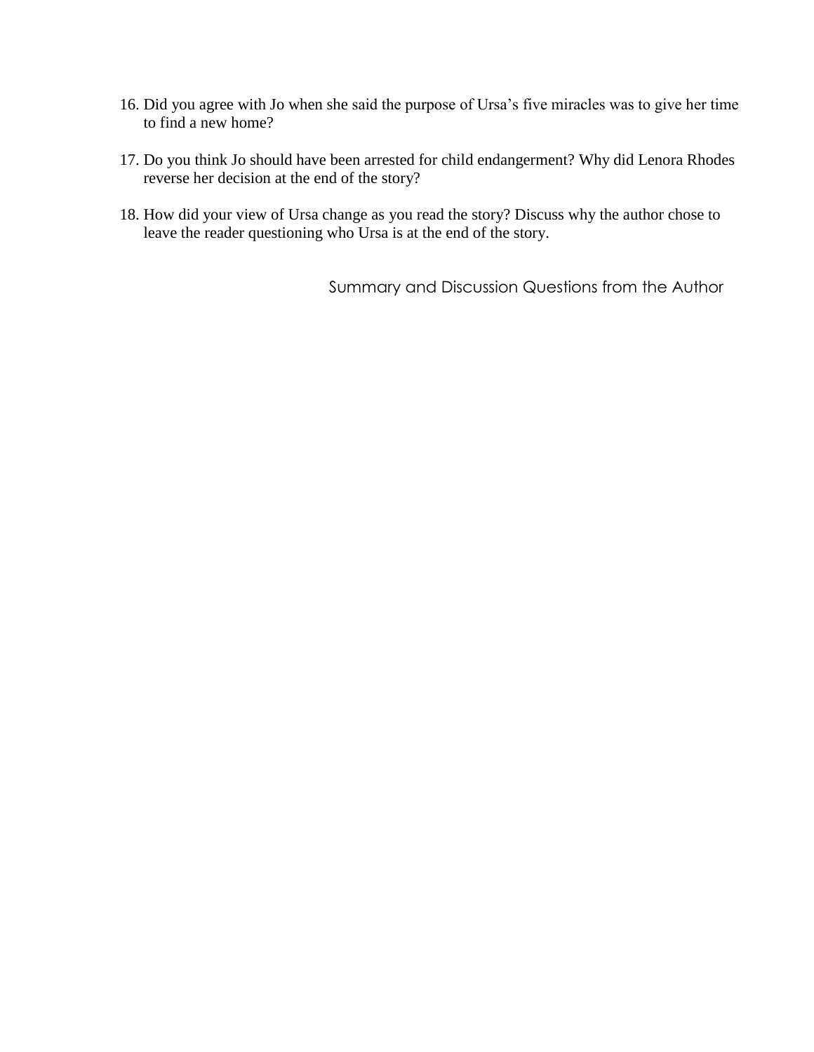16. Did you agree with Jo when she said the purpose of Ursa's five miracles was to give her time to find a new home?

17. Do you think Jo should have been arrested for child endangerment? Why did Lenora Rhodes reverse her decision at the end of the story?

18. How did your view of Ursa change as you read the story? Discuss why the author chose to leave the reader questioning who Ursa is at the end of the story.

Summary and Discussion Questions from the Author